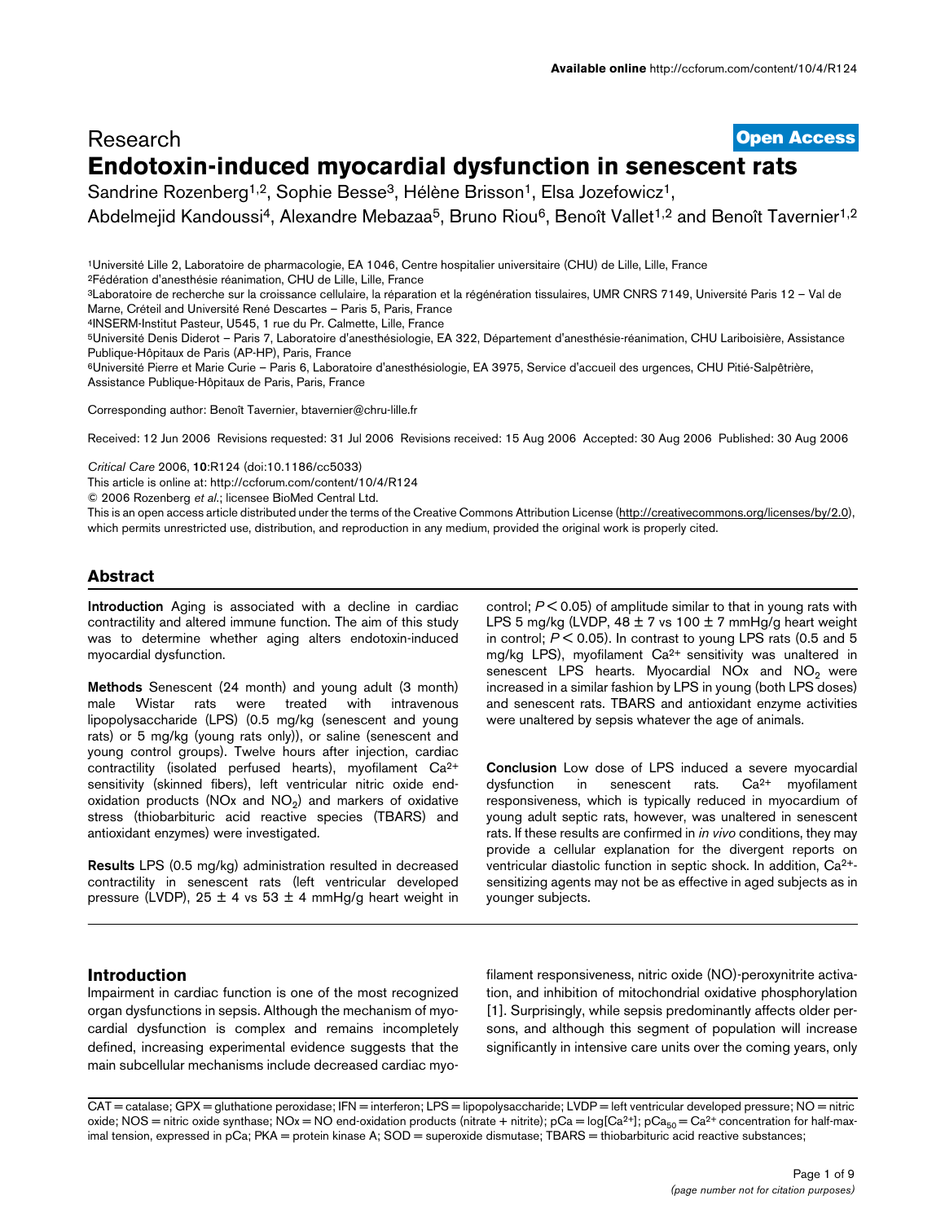Research

Open Access

# Endotoxin-induced myocardial dysfunction in senescent rats

Sandrine Rozenberg[1,2], Sophie Besse[3], Hélène Brisson[1], Elsa Jozefowicz[1], Abdelmejid Kandoussi[4], Alexandre Mebazaa[5], Bruno Riou[6], Benoît Vallet[1,2] and Benoît Tavernier[1,2]

[1]Université Lille 2, Laboratoire de pharmacologie, EA 1046, Centre hospitalier universitaire (CHU) de Lille, Lille, France
[2]Fédération d'anesthésie réanimation, CHU de Lille, Lille, France
[3]Laboratoire de recherche sur la croissance cellulaire, la réparation et la régénération tissulaires, UMR CNRS 7149, Université Paris 12 – Val de Marne, Créteil and Université René Descartes – Paris 5, Paris, France
[4]INSERM-Institut Pasteur, U545, 1 rue du Pr. Calmette, Lille, France
[5]Université Denis Diderot – Paris 7, Laboratoire d'anesthésiologie, EA 322, Département d'anesthésie-réanimation, CHU Lariboisière, Assistance Publique-Hôpitaux de Paris (AP-HP), Paris, France
[6]Université Pierre et Marie Curie – Paris 6, Laboratoire d'anesthésiologie, EA 3975, Service d'accueil des urgences, CHU Pitié-Salpêtrière, Assistance Publique-Hôpitaux de Paris, Paris, France

Corresponding author: Benoît Tavernier, btavernier@chru-lille.fr

Received: 12 Jun 2006 Revisions requested: 31 Jul 2006 Revisions received: 15 Aug 2006 Accepted: 30 Aug 2006 Published: 30 Aug 2006

*Critical Care* 2006, **10**:R124 (doi:10.1186/cc5033)
This article is online at: http://ccforum.com/content/10/4/R124
© 2006 Rozenberg *et al.*; licensee BioMed Central Ltd.
This is an open access article distributed under the terms of the Creative Commons Attribution License (http://creativecommons.org/licenses/by/2.0), which permits unrestricted use, distribution, and reproduction in any medium, provided the original work is properly cited.

## Abstract

**Introduction** Aging is associated with a decline in cardiac contractility and altered immune function. The aim of this study was to determine whether aging alters endotoxin-induced myocardial dysfunction.

**Methods** Senescent (24 month) and young adult (3 month) male Wistar rats were treated with intravenous lipopolysaccharide (LPS) (0.5 mg/kg (senescent and young rats) or 5 mg/kg (young rats only)), or saline (senescent and young control groups). Twelve hours after injection, cardiac contractility (isolated perfused hearts), myofilament $Ca^{2+}$ sensitivity (skinned fibers), left ventricular nitric oxide end-oxidation products (NOx and $NO_2$) and markers of oxidative stress (thiobarbituric acid reactive species (TBARS) and antioxidant enzymes) were investigated.

**Results** LPS (0.5 mg/kg) administration resulted in decreased contractility in senescent rats (left ventricular developed pressure (LVDP, 25 ± 4 vs 53 ± 4 mmHg/g heart weight in control; $P < 0.05$) of amplitude similar to that in young rats with LPS 5 mg/kg (LVDP, 48 ± 7 vs 100 ± 7 mmHg/g heart weight in control; $P < 0.05$). In contrast to young LPS rats (0.5 and 5 mg/kg LPS), myofilament $Ca^{2+}$ sensitivity was unaltered in senescent LPS hearts. Myocardial NOx and $NO_2$ were increased in a similar fashion by LPS in young (both LPS doses) and senescent rats. TBARS and antioxidant enzyme activities were unaltered by sepsis whatever the age of animals.

**Conclusion** Low dose of LPS induced a severe myocardial dysfunction in senescent rats. $Ca^{2+}$ myofilament responsiveness, which is typically reduced in myocardium of young adult septic rats, however, was unaltered in senescent rats. If these results are confirmed in *in vivo* conditions, they may provide a cellular explanation for the divergent reports on ventricular diastolic function in septic shock. In addition, $Ca^{2+}$-sensitizing agents may not be as effective in aged subjects as in younger subjects.

## Introduction

Impairment in cardiac function is one of the most recognized organ dysfunctions in sepsis. Although the mechanism of myocardial dysfunction is complex and remains incompletely defined, increasing experimental evidence suggests that the main subcellular mechanisms include decreased cardiac myofilament responsiveness, nitric oxide (NO)-peroxynitrite activation, and inhibition of mitochondrial oxidative phosphorylation [1]. Surprisingly, while sepsis predominantly affects older persons, and although this segment of population will increase significantly in intensive care units over the coming years, only

CAT = catalase; GPX = gluthatione peroxidase; IFN = interferon; LPS = lipopolysaccharide; LVDP = left ventricular developed pressure; NO = nitric oxide; NOS = nitric oxide synthase; NOx = NO end-oxidation products (nitrate + nitrite); pCa = log[$Ca^{2+}$]; $pCa_{50}$ = $Ca^{2+}$ concentration for half-maximal tension, expressed in pCa; PKA = protein kinase A; SOD = superoxide dismutase; TBARS = thiobarbituric acid reactive substances;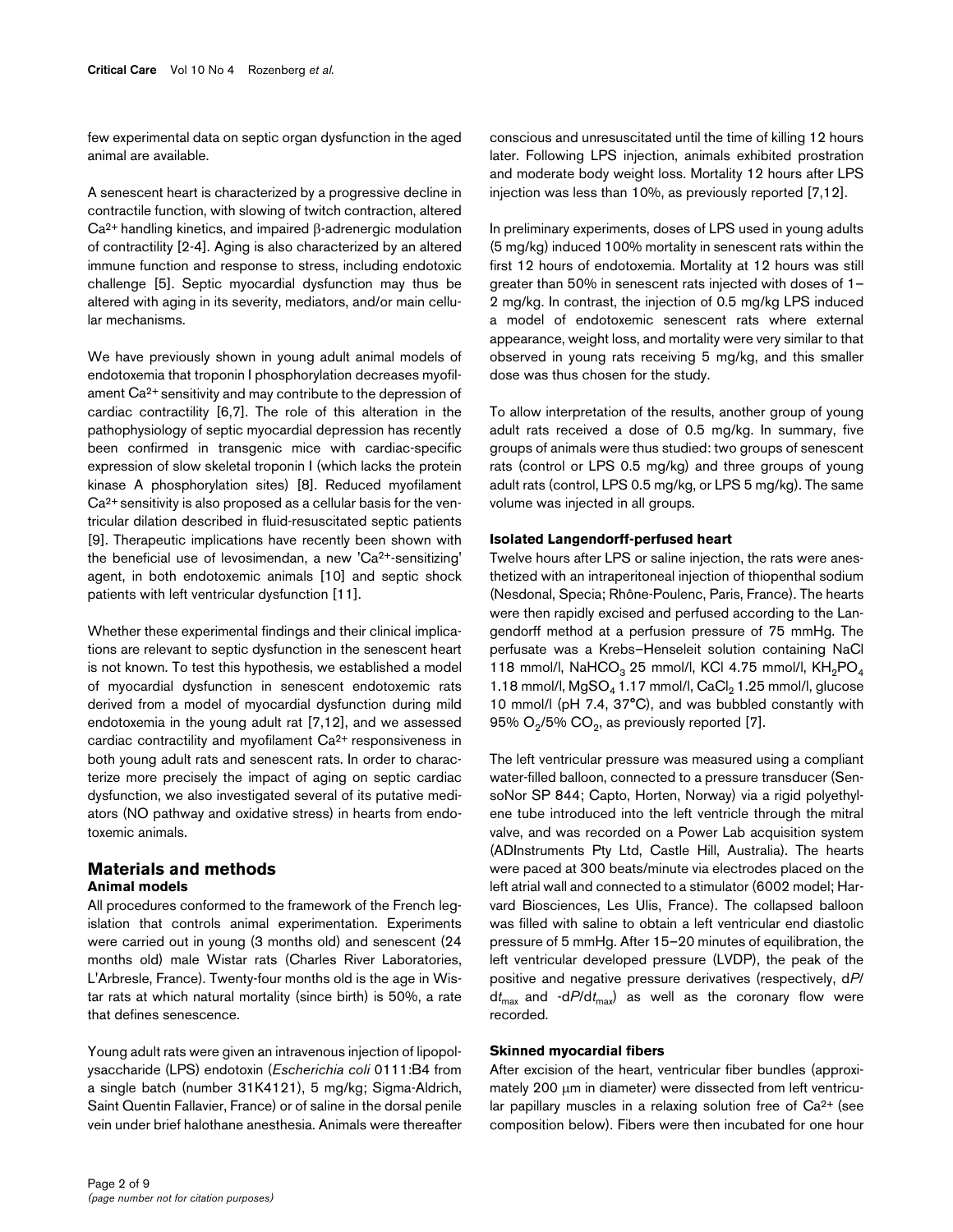few experimental data on septic organ dysfunction in the aged animal are available.

A senescent heart is characterized by a progressive decline in contractile function, with slowing of twitch contraction, altered $Ca^{2+}$ handling kinetics, and impaired β-adrenergic modulation of contractility [2-4]. Aging is also characterized by an altered immune function and response to stress, including endotoxic challenge [5]. Septic myocardial dysfunction may thus be altered with aging in its severity, mediators, and/or main cellular mechanisms.

We have previously shown in young adult animal models of endotoxemia that troponin I phosphorylation decreases myofilament $Ca^{2+}$ sensitivity and may contribute to the depression of cardiac contractility [6,7]. The role of this alteration in the pathophysiology of septic myocardial depression has recently been confirmed in transgenic mice with cardiac-specific expression of slow skeletal troponin I (which lacks the protein kinase A phosphorylation sites) [8]. Reduced myofilament $Ca^{2+}$ sensitivity is also proposed as a cellular basis for the ventricular dilation described in fluid-resuscitated septic patients [9]. Therapeutic implications have recently been shown with the beneficial use of levosimendan, a new '$Ca^{2+}$-sensitizing' agent, in both endotoxemic animals [10] and septic shock patients with left ventricular dysfunction [11].

Whether these experimental findings and their clinical implications are relevant to septic dysfunction in the senescent heart is not known. To test this hypothesis, we established a model of myocardial dysfunction in senescent endotoxemic rats derived from a model of myocardial dysfunction during mild endotoxemia in the young adult rat [7,12], and we assessed cardiac contractility and myofilament $Ca^{2+}$ responsiveness in both young adult rats and senescent rats. In order to characterize more precisely the impact of aging on septic cardiac dysfunction, we also investigated several of its putative mediators (NO pathway and oxidative stress) in hearts from endotoxemic animals.

## Materials and methods

### Animal models

All procedures conformed to the framework of the French legislation that controls animal experimentation. Experiments were carried out in young (3 months old) and senescent (24 months old) male Wistar rats (Charles River Laboratories, L'Arbresle, France). Twenty-four months old is the age in Wistar rats at which natural mortality (since birth) is 50%, a rate that defines senescence.

Young adult rats were given an intravenous injection of lipopolysaccharide (LPS) endotoxin (*Escherichia coli* 0111:B4 from a single batch (number 31K4121), 5 mg/kg; Sigma-Aldrich, Saint Quentin Fallavier, France) or of saline in the dorsal penile vein under brief halothane anesthesia. Animals were thereafter conscious and unresuscitated until the time of killing 12 hours later. Following LPS injection, animals exhibited prostration and moderate body weight loss. Mortality 12 hours after LPS injection was less than 10%, as previously reported [7,12].

In preliminary experiments, doses of LPS used in young adults (5 mg/kg) induced 100% mortality in senescent rats within the first 12 hours of endotoxemia. Mortality at 12 hours was still greater than 50% in senescent rats injected with doses of 1–2 mg/kg. In contrast, the injection of 0.5 mg/kg LPS induced a model of endotoxemic senescent rats where external appearance, weight loss, and mortality were very similar to that observed in young rats receiving 5 mg/kg, and this smaller dose was thus chosen for the study.

To allow interpretation of the results, another group of young adult rats received a dose of 0.5 mg/kg. In summary, five groups of animals were thus studied: two groups of senescent rats (control or LPS 0.5 mg/kg) and three groups of young adult rats (control, LPS 0.5 mg/kg, or LPS 5 mg/kg). The same volume was injected in all groups.

### Isolated Langendorff-perfused heart

Twelve hours after LPS or saline injection, the rats were anesthetized with an intraperitoneal injection of thiopenthal sodium (Nesdonal, Specia; Rhône-Poulenc, Paris, France). The hearts were then rapidly excised and perfused according to the Langendorff method at a perfusion pressure of 75 mmHg. The perfusate was a Krebs–Henseleit solution containing NaCl 118 mmol/l, $NaHCO_3$ 25 mmol/l, KCl 4.75 mmol/l, $KH_2PO_4$ 1.18 mmol/l, $MgSO_4$ 1.17 mmol/l, $CaCl_2$ 1.25 mmol/l, glucose 10 mmol/l (pH 7.4, 37°C), and was bubbled constantly with 95% $O_2$/5% $CO_2$, as previously reported [7].

The left ventricular pressure was measured using a compliant water-filled balloon, connected to a pressure transducer (SensoNor SP 844; Capto, Horten, Norway) via a rigid polyethylene tube introduced into the left ventricle through the mitral valve, and was recorded on a Power Lab acquisition system (ADInstruments Pty Ltd, Castle Hill, Australia). The hearts were paced at 300 beats/minute via electrodes placed on the left atrial wall and connected to a stimulator (6002 model; Harvard Biosciences, Les Ulis, France). The collapsed balloon was filled with saline to obtain a left ventricular end diastolic pressure of 5 mmHg. After 15–20 minutes of equilibration, the left ventricular developed pressure (LVDP), the peak of the positive and negative pressure derivatives (respectively, $dP/dt_{max}$ and $-dP/dt_{max}$) as well as the coronary flow were recorded.

### Skinned myocardial fibers

After excision of the heart, ventricular fiber bundles (approximately 200 μm in diameter) were dissected from left ventricular papillary muscles in a relaxing solution free of $Ca^{2+}$ (see composition below). Fibers were then incubated for one hour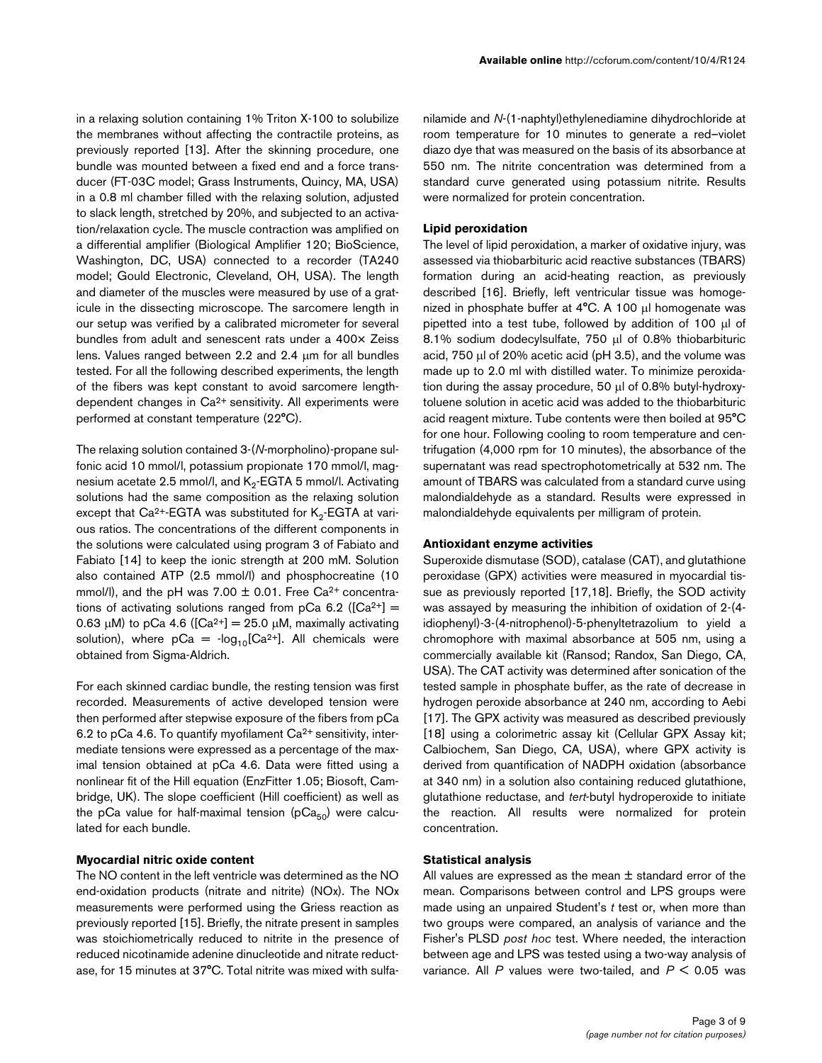in a relaxing solution containing 1% Triton X-100 to solubilize the membranes without affecting the contractile proteins, as previously reported [13]. After the skinning procedure, one bundle was mounted between a fixed end and a force transducer (FT-03C model; Grass Instruments, Quincy, MA, USA) in a 0.8 ml chamber filled with the relaxing solution, adjusted to slack length, stretched by 20%, and subjected to an activation/relaxation cycle. The muscle contraction was amplified on a differential amplifier (Biological Amplifier 120; BioScience, Washington, DC, USA) connected to a recorder (TA240 model; Gould Electronic, Cleveland, OH, USA). The length and diameter of the muscles were measured by use of a graticule in the dissecting microscope. The sarcomere length in our setup was verified by a calibrated micrometer for several bundles from adult and senescent rats under a 400× Zeiss lens. Values ranged between 2.2 and 2.4 μm for all bundles tested. For all the following described experiments, the length of the fibers was kept constant to avoid sarcomere length-dependent changes in $Ca^{2+}$ sensitivity. All experiments were performed at constant temperature (22°C).

The relaxing solution contained 3-(*N*-morpholino)-propane sulfonic acid 10 mmol/l, potassium propionate 170 mmol/l, magnesium acetate 2.5 mmol/l, and $K_2$-EGTA 5 mmol/l. Activating solutions had the same composition as the relaxing solution except that $Ca^{2+}$-EGTA was substituted for $K_2$-EGTA at various ratios. The concentrations of the different components in the solutions were calculated using program 3 of Fabiato and Fabiato [14] to keep the ionic strength at 200 mM. Solution also contained ATP (2.5 mmol/l) and phosphocreatine (10 mmol/l), and the pH was 7.00 ± 0.01. Free $Ca^{2+}$ concentrations of activating solutions ranged from pCa 6.2 ($[Ca^{2+}]$ = 0.63 μM) to pCa 4.6 ($[Ca^{2+}]$ = 25.0 μM, maximally activating solution), where pCa = $-\log_{10}[Ca^{2+}]$. All chemicals were obtained from Sigma-Aldrich.

For each skinned cardiac bundle, the resting tension was first recorded. Measurements of active developed tension were then performed after stepwise exposure of the fibers from pCa 6.2 to pCa 4.6. To quantify myofilament $Ca^{2+}$ sensitivity, intermediate tensions were expressed as a percentage of the maximal tension obtained at pCa 4.6. Data were fitted using a nonlinear fit of the Hill equation (EnzFitter 1.05; Biosoft, Cambridge, UK). The slope coefficient (Hill coefficient) as well as the pCa value for half-maximal tension ($pCa_{50}$) were calculated for each bundle.

### Myocardial nitric oxide content

The NO content in the left ventricle was determined as the NO end-oxidation products (nitrate and nitrite) (NOx). The NOx measurements were performed using the Griess reaction as previously reported [15]. Briefly, the nitrate present in samples was stoichiometrically reduced to nitrite in the presence of reduced nicotinamide adenine dinucleotide and nitrate reductase, for 15 minutes at 37°C. Total nitrite was mixed with sulfanilamide and *N*-(1-naphtyl)ethylenediamine dihydrochloride at room temperature for 10 minutes to generate a red–violet diazo dye that was measured on the basis of its absorbance at 550 nm. The nitrite concentration was determined from a standard curve generated using potassium nitrite. Results were normalized for protein concentration.

### Lipid peroxidation

The level of lipid peroxidation, a marker of oxidative injury, was assessed via thiobarbituric acid reactive substances (TBARS) formation during an acid-heating reaction, as previously described [16]. Briefly, left ventricular tissue was homogenized in phosphate buffer at 4°C. A 100 μl homogenate was pipetted into a test tube, followed by addition of 100 μl of 8.1% sodium dodecylsulfate, 750 μl of 0.8% thiobarbituric acid, 750 μl of 20% acetic acid (pH 3.5), and the volume was made up to 2.0 ml with distilled water. To minimize peroxidation during the assay procedure, 50 μl of 0.8% butyl-hydroxytoluene solution in acetic acid was added to the thiobarbituric acid reagent mixture. Tube contents were then boiled at 95°C for one hour. Following cooling to room temperature and centrifugation (4,000 rpm for 10 minutes), the absorbance of the supernatant was read spectrophotometrically at 532 nm. The amount of TBARS was calculated from a standard curve using malondialdehyde as a standard. Results were expressed in malondialdehyde equivalents per milligram of protein.

### Antioxidant enzyme activities

Superoxide dismutase (SOD), catalase (CAT), and glutathione peroxidase (GPX) activities were measured in myocardial tissue as previously reported [17,18]. Briefly, the SOD activity was assayed by measuring the inhibition of oxidation of 2-(4-idiophenyl)-3-(4-nitrophenol)-5-phenyltetrazolium to yield a chromophore with maximal absorbance at 505 nm, using a commercially available kit (Ransod; Randox, San Diego, CA, USA). The CAT activity was determined after sonication of the tested sample in phosphate buffer, as the rate of decrease in hydrogen peroxide absorbance at 240 nm, according to Aebi [17]. The GPX activity was measured as described previously [18] using a colorimetric assay kit (Cellular GPX Assay kit; Calbiochem, San Diego, CA, USA), where GPX activity is derived from quantification of NADPH oxidation (absorbance at 340 nm) in a solution also containing reduced glutathione, glutathione reductase, and *tert*-butyl hydroperoxide to initiate the reaction. All results were normalized for protein concentration.

### Statistical analysis

All values are expressed as the mean ± standard error of the mean. Comparisons between control and LPS groups were made using an unpaired Student's *t* test or, when more than two groups were compared, an analysis of variance and the Fisher's PLSD *post hoc* test. Where needed, the interaction between age and LPS was tested using a two-way analysis of variance. All $P$ values were two-tailed, and $P < 0.05$ was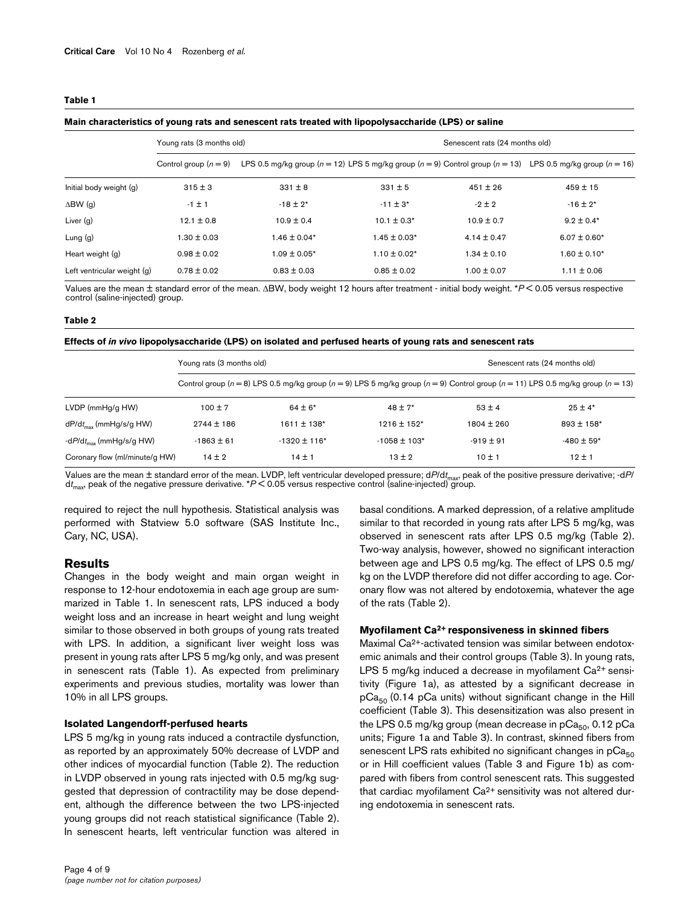**Table 1**

**Main characteristics of young rats and senescent rats treated with lipopolysaccharide (LPS) or saline**

| | Young rats (3 months old) | | | Senescent rats (24 months old) | |
|---|---|---|---|---|---|
| | Control group ($n = 9$) | LPS 0.5 mg/kg group ($n = 12$) | LPS 5 mg/kg group ($n = 9$) | Control group ($n = 13$) | LPS 0.5 mg/kg group ($n = 16$) |
| Initial body weight (g) | 315 ± 3 | 331 ± 8 | 331 ± 5 | 451 ± 26 | 459 ± 15 |
| ΔBW (g) | -1 ± 1 | -18 ± 2* | -11 ± 3* | -2 ± 2 | -16 ± 2* |
| Liver (g) | 12.1 ± 0.8 | 10.9 ± 0.4 | 10.1 ± 0.3* | 10.9 ± 0.7 | 9.2 ± 0.4* |
| Lung (g) | 1.30 ± 0.03 | 1.46 ± 0.04* | 1.45 ± 0.03* | 4.14 ± 0.47 | 6.07 ± 0.60* |
| Heart weight (g) | 0.98 ± 0.02 | 1.09 ± 0.05* | 1.10 ± 0.02* | 1.34 ± 0.10 | 1.60 ± 0.10* |
| Left ventricular weight (g) | 0.78 ± 0.02 | 0.83 ± 0.03 | 0.85 ± 0.02 | 1.00 ± 0.07 | 1.11 ± 0.06 |

Values are the mean ± standard error of the mean. ΔBW, body weight 12 hours after treatment - initial body weight. *$P < 0.05$ versus respective control (saline-injected) group.

**Table 2**

**Effects of *in vivo* lipopolysaccharide (LPS) on isolated and perfused hearts of young rats and senescent rats**

| | Young rats (3 months old) | | | Senescent rats (24 months old) | |
|---|---|---|---|---|---|
| | Control group ($n = 8$) | LPS 0.5 mg/kg group ($n = 9$) | LPS 5 mg/kg group ($n = 9$) | Control group ($n = 11$) | LPS 0.5 mg/kg group ($n = 13$) |
| LVDP (mmHg/g HW) | 100 ± 7 | 64 ± 6* | 48 ± 7* | 53 ± 4 | 25 ± 4* |
| $dP/dt_{max}$ (mmHg/s/g HW) | 2744 ± 186 | 1611 ± 138* | 1216 ± 152* | 1804 ± 260 | 893 ± 158* |
| $-dP/dt_{max}$ (mmHg/s/g HW) | -1863 ± 61 | -1320 ± 116* | -1058 ± 103* | -919 ± 91 | -480 ± 59* |
| Coronary flow (ml/minute/g HW) | 14 ± 2 | 14 ± 1 | 13 ± 2 | 10 ± 1 | 12 ± 1 |

Values are the mean ± standard error of the mean. LVDP, left ventricular developed pressure; $dP/dt_{max}$, peak of the positive pressure derivative; $-dP/dt_{max}$, peak of the negative pressure derivative. *$P < 0.05$ versus respective control (saline-injected) group.

required to reject the null hypothesis. Statistical analysis was performed with Statview 5.0 software (SAS Institute Inc., Cary, NC, USA).

## Results

Changes in the body weight and main organ weight in response to 12-hour endotoxemia in each age group are summarized in Table 1. In senescent rats, LPS induced a body weight loss and an increase in heart weight and lung weight similar to those observed in both groups of young rats treated with LPS. In addition, a significant liver weight loss was present in young rats after LPS 5 mg/kg only, and was present in senescent rats (Table 1). As expected from preliminary experiments and previous studies, mortality was lower than 10% in all LPS groups.

### Isolated Langendorff-perfused hearts

LPS 5 mg/kg in young rats induced a contractile dysfunction, as reported by an approximately 50% decrease of LVDP and other indices of myocardial function (Table 2). The reduction in LVDP observed in young rats injected with 0.5 mg/kg suggested that depression of contractility may be dose dependent, although the difference between the two LPS-injected young groups did not reach statistical significance (Table 2). In senescent hearts, left ventricular function was altered in basal conditions. A marked depression, of a relative amplitude similar to that recorded in young rats after LPS 5 mg/kg, was observed in senescent rats after LPS 0.5 mg/kg (Table 2). Two-way analysis, however, showed no significant interaction between age and LPS 0.5 mg/kg. The effect of LPS 0.5 mg/kg on the LVDP therefore did not differ according to age. Coronary flow was not altered by endotoxemia, whatever the age of the rats (Table 2).

### Myofilament $Ca^{2+}$ responsiveness in skinned fibers

Maximal $Ca^{2+}$-activated tension was similar between endotoxemic animals and their control groups (Table 3). In young rats, LPS 5 mg/kg induced a decrease in myofilament $Ca^{2+}$ sensitivity (Figure 1a), as attested by a significant decrease in $pCa_{50}$ (0.14 pCa units) without significant change in the Hill coefficient (Table 3). This desensitization was also present in the LPS 0.5 mg/kg group (mean decrease in $pCa_{50}$, 0.12 pCa units; Figure 1a and Table 3). In contrast, skinned fibers from senescent LPS rats exhibited no significant changes in $pCa_{50}$ or in Hill coefficient values (Table 3 and Figure 1b) as compared with fibers from control senescent rats. This suggested that cardiac myofilament $Ca^{2+}$ sensitivity was not altered during endotoxemia in senescent rats.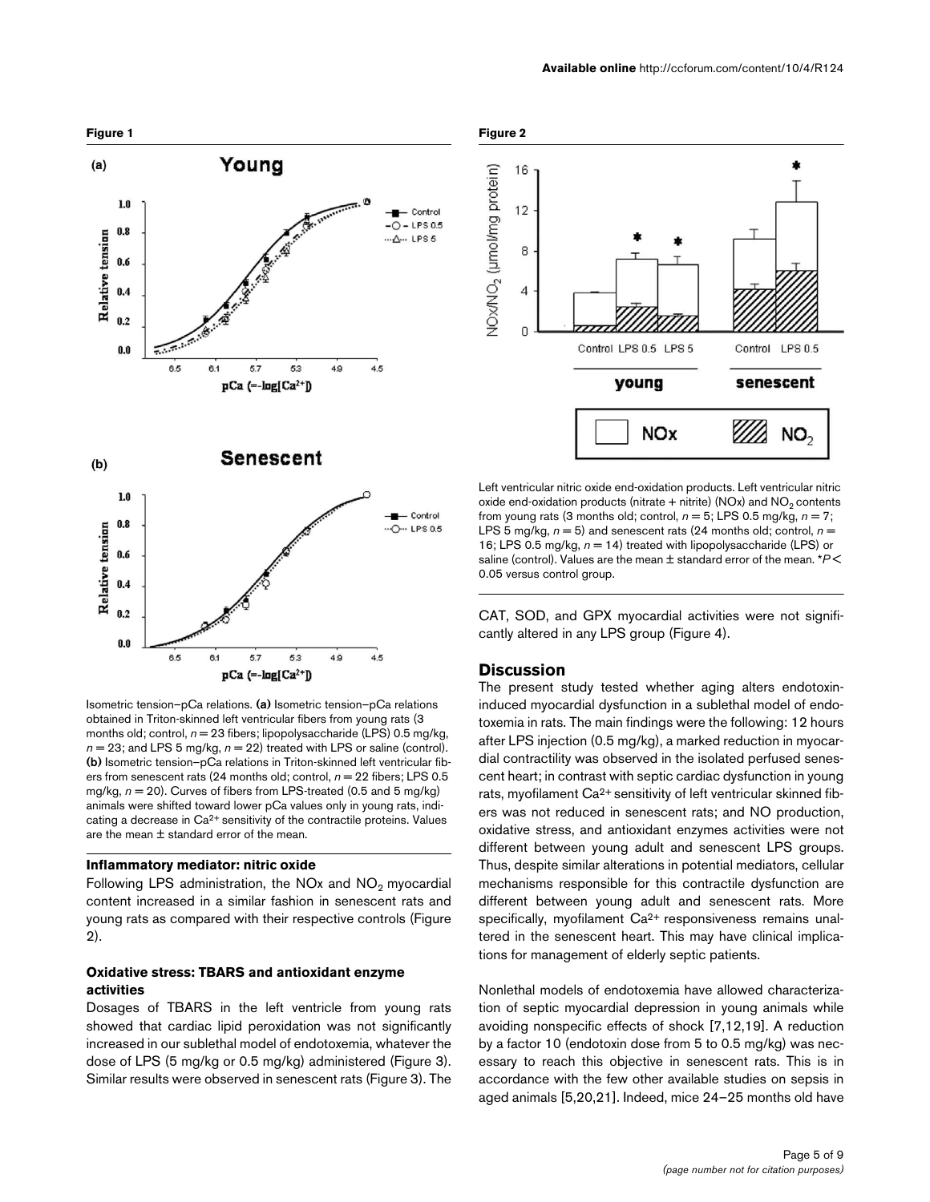**Figure 1**

Isometric tension–pCa relations. **(a)** Isometric tension–pCa relations obtained in Triton-skinned left ventricular fibers from young rats (3 months old; control, $n = 23$ fibers; lipopolysaccharide (LPS) 0.5 mg/kg, $n = 23$; and LPS 5 mg/kg, $n = 22$) treated with LPS or saline (control). **(b)** Isometric tension–pCa relations in Triton-skinned left ventricular fibers from senescent rats (24 months old; control, $n = 22$ fibers; LPS 0.5 mg/kg, $n = 20$). Curves of fibers from LPS-treated (0.5 and 5 mg/kg) animals were shifted toward lower pCa values only in young rats, indicating a decrease in $Ca^{2+}$ sensitivity of the contractile proteins. Values are the mean ± standard error of the mean.

### Inflammatory mediator: nitric oxide

Following LPS administration, the NOx and $NO_2$ myocardial content increased in a similar fashion in senescent rats and young rats as compared with their respective controls (Figure 2).

### Oxidative stress: TBARS and antioxidant enzyme activities

Dosages of TBARS in the left ventricle from young rats showed that cardiac lipid peroxidation was not significantly increased in our sublethal model of endotoxemia, whatever the dose of LPS (5 mg/kg or 0.5 mg/kg) administered (Figure 3). Similar results were observed in senescent rats (Figure 3). The CAT, SOD, and GPX myocardial activities were not significantly altered in any LPS group (Figure 4).

**Figure 2**

Left ventricular nitric oxide end-oxidation products. Left ventricular nitric oxide end-oxidation products (nitrate + nitrite) (NOx) and $NO_2$ contents from young rats (3 months old; control, $n = 5$; LPS 0.5 mg/kg, $n = 7$; LPS 5 mg/kg, $n = 5$) and senescent rats (24 months old; control, $n = 16$; LPS 0.5 mg/kg, $n = 14$) treated with lipopolysaccharide (LPS) or saline (control). Values are the mean ± standard error of the mean. \*$P < 0.05$ versus control group.

## Discussion

The present study tested whether aging alters endotoxin-induced myocardial dysfunction in a sublethal model of endotoxemia in rats. The main findings were the following: 12 hours after LPS injection (0.5 mg/kg), a marked reduction in myocardial contractility was observed in the isolated perfused senescent heart; in contrast with septic cardiac dysfunction in young rats, myofilament $Ca^{2+}$ sensitivity of left ventricular skinned fibers was not reduced in senescent rats; and NO production, oxidative stress, and antioxidant enzymes activities were not different between young adult and senescent LPS groups. Thus, despite similar alterations in potential mediators, cellular mechanisms responsible for this contractile dysfunction are different between young adult and senescent rats. More specifically, myofilament $Ca^{2+}$ responsiveness remains unaltered in the senescent heart. This may have clinical implications for management of elderly septic patients.

Nonlethal models of endotoxemia have allowed characterization of septic myocardial depression in young animals while avoiding nonspecific effects of shock [7,12,19]. A reduction by a factor 10 (endotoxin dose from 5 to 0.5 mg/kg) was necessary to reach this objective in senescent rats. This is in accordance with the few other available studies on sepsis in aged animals [5,20,21]. Indeed, mice 24–25 months old have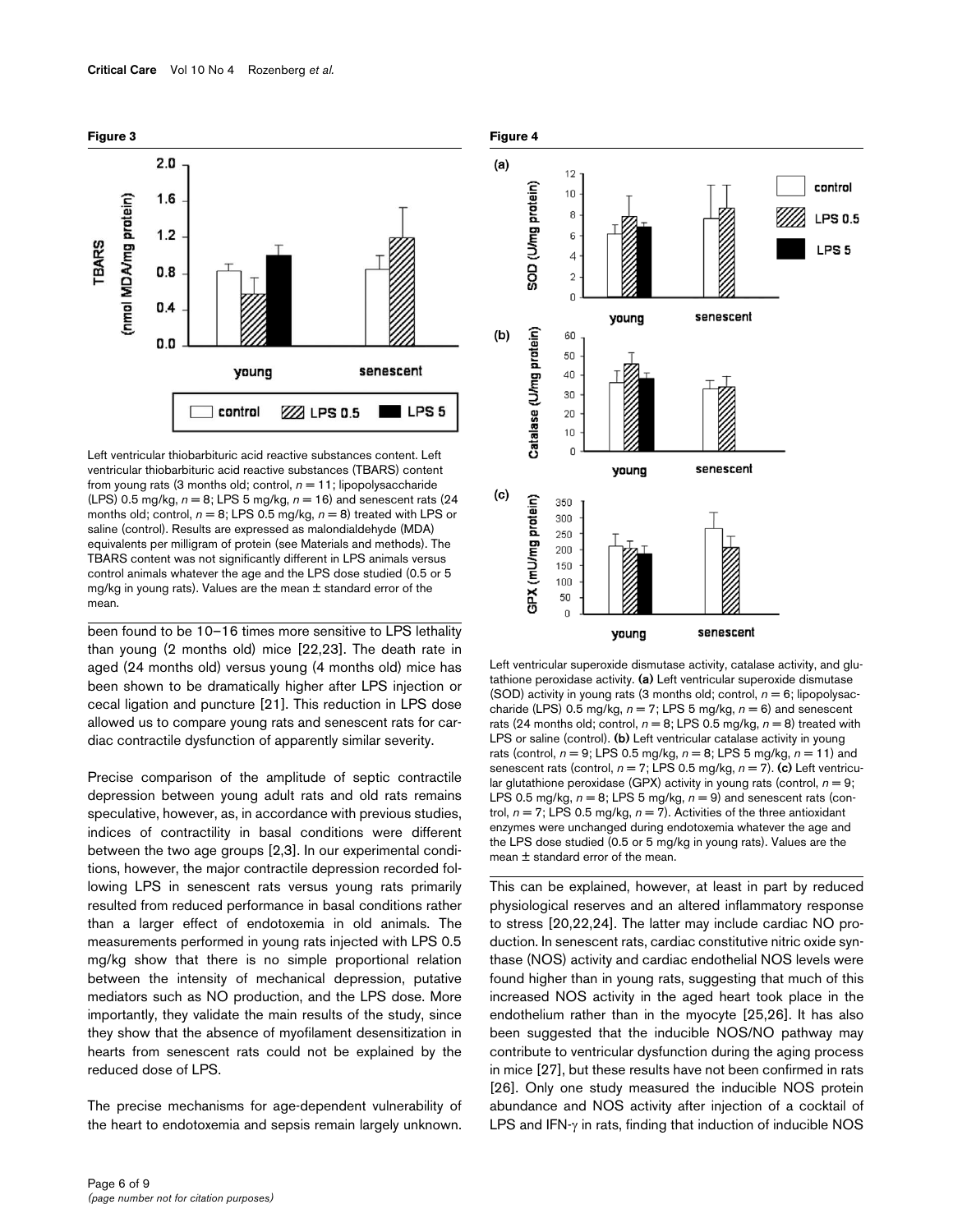**Figure 3**

Left ventricular thiobarbituric acid reactive substances content. Left ventricular thiobarbituric acid reactive substances (TBARS) content from young rats (3 months old; control, $n = 11$; lipopolysaccharide (LPS) 0.5 mg/kg, $n = 8$; LPS 5 mg/kg, $n = 16$) and senescent rats (24 months old; control, $n = 8$; LPS 0.5 mg/kg, $n = 8$) treated with LPS or saline (control). Results are expressed as malondialdehyde (MDA) equivalents per milligram of protein (see Materials and methods). The TBARS content was not significantly different in LPS animals versus control animals whatever the age and the LPS dose studied (0.5 or 5 mg/kg in young rats). Values are the mean ± standard error of the mean.

been found to be 10–16 times more sensitive to LPS lethality than young (2 months old) mice [22,23]. The death rate in aged (24 months old) versus young (4 months old) mice has been shown to be dramatically higher after LPS injection or cecal ligation and puncture [21]. This reduction in LPS dose allowed us to compare young rats and senescent rats for cardiac contractile dysfunction of apparently similar severity.

Precise comparison of the amplitude of septic contractile depression between young adult rats and old rats remains speculative, however, as, in accordance with previous studies, indices of contractility in basal conditions were different between the two age groups [2,3]. In our experimental conditions, however, the major contractile depression recorded following LPS in senescent rats versus young rats primarily resulted from reduced performance in basal conditions rather than a larger effect of endotoxemia in old animals. The measurements performed in young rats injected with LPS 0.5 mg/kg show that there is no simple proportional relation between the intensity of mechanical depression, putative mediators such as NO production, and the LPS dose. More importantly, they validate the main results of the study, since they show that the absence of myofilament desensitization in hearts from senescent rats could not be explained by the reduced dose of LPS.

The precise mechanisms for age-dependent vulnerability of the heart to endotoxemia and sepsis remain largely unknown.

**Figure 4**

Left ventricular superoxide dismutase activity, catalase activity, and glutathione peroxidase activity. **(a)** Left ventricular superoxide dismutase (SOD) activity in young rats (3 months old; control, $n = 6$; lipopolysaccharide (LPS) 0.5 mg/kg, $n = 7$; LPS 5 mg/kg, $n = 6$) and senescent rats (24 months old; control, $n = 8$; LPS 0.5 mg/kg, $n = 8$) treated with LPS or saline (control). **(b)** Left ventricular catalase activity in young rats (control, $n = 9$; LPS 0.5 mg/kg, $n = 8$; LPS 5 mg/kg, $n = 11$) and senescent rats (control, $n = 7$; LPS 0.5 mg/kg, $n = 7$). **(c)** Left ventricular glutathione peroxidase (GPX) activity in young rats (control, $n = 9$; LPS 0.5 mg/kg, $n = 8$; LPS 5 mg/kg, $n = 9$) and senescent rats (control, $n = 7$; LPS 0.5 mg/kg, $n = 7$). Activities of the three antioxidant enzymes were unchanged during endotoxemia whatever the age and the LPS dose studied (0.5 or 5 mg/kg in young rats). Values are the mean ± standard error of the mean.

This can be explained, however, at least in part by reduced physiological reserves and an altered inflammatory response to stress [20,22,24]. The latter may include cardiac NO production. In senescent rats, cardiac constitutive nitric oxide synthase (NOS) activity and cardiac endothelial NOS levels were found higher than in young rats, suggesting that much of this increased NOS activity in the aged heart took place in the endothelium rather than in the myocyte [25,26]. It has also been suggested that the inducible NOS/NO pathway may contribute to ventricular dysfunction during the aging process in mice [27], but these results have not been confirmed in rats [26]. Only one study measured the inducible NOS protein abundance and NOS activity after injection of a cocktail of LPS and IFN-$\gamma$ in rats, finding that induction of inducible NOS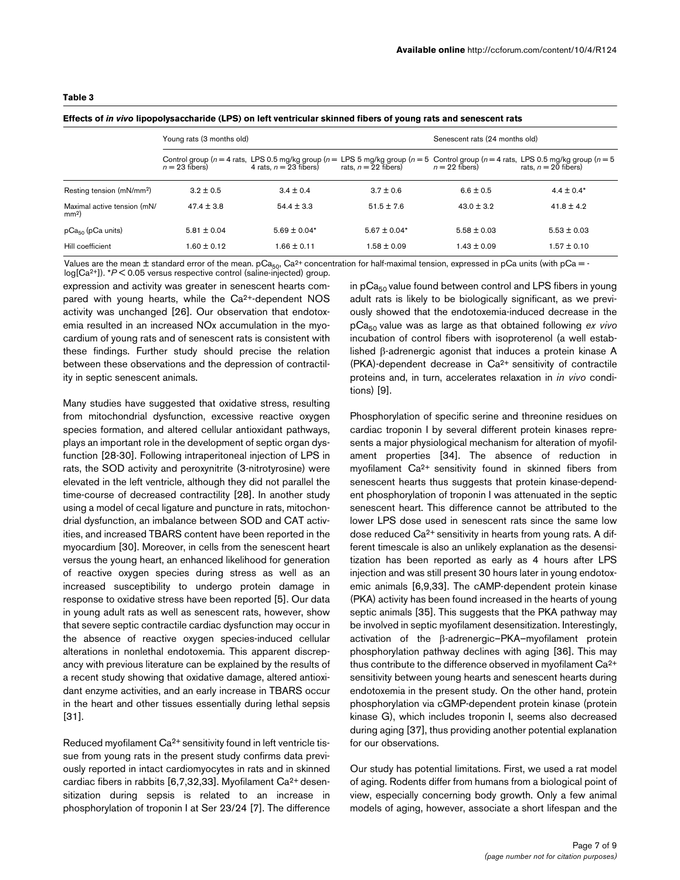**Table 3**

**Effects of *in vivo* lipopolysaccharide (LPS) on left ventricular skinned fibers of young rats and senescent rats**

| | Young rats (3 months old) | | | Senescent rats (24 months old) | |
|---|---|---|---|---|---|
| | Control group ($n = 4$ rats, $n = 23$ fibers) | LPS 0.5 mg/kg group ($n = 4$ rats, $n = 23$ fibers) | LPS 5 mg/kg group ($n = 5$ rats, $n = 22$ fibers) | Control group ($n = 4$ rats, $n = 22$ fibers) | LPS 0.5 mg/kg group ($n = 5$ rats, $n = 20$ fibers) |
| Resting tension (mN/mm$^2$) | 3.2 ± 0.5 | 3.4 ± 0.4 | 3.7 ± 0.6 | 6.6 ± 0.5 | 4.4 ± 0.4* |
| Maximal active tension (mN/mm$^2$) | 47.4 ± 3.8 | 54.4 ± 3.3 | 51.5 ± 7.6 | 43.0 ± 3.2 | 41.8 ± 4.2 |
| $pCa_{50}$ (pCa units) | 5.81 ± 0.04 | 5.69 ± 0.04* | 5.67 ± 0.04* | 5.58 ± 0.03 | 5.53 ± 0.03 |
| Hill coefficient | 1.60 ± 0.12 | 1.66 ± 0.11 | 1.58 ± 0.09 | 1.43 ± 0.09 | 1.57 ± 0.10 |

Values are the mean ± standard error of the mean. $pCa_{50}$, $Ca^{2+}$ concentration for half-maximal tension, expressed in pCa units (with pCa = -log[$Ca^{2+}$]). *$P < 0.05$ versus respective control (saline-injected) group.

expression and activity was greater in senescent hearts compared with young hearts, while the $Ca^{2+}$-dependent NOS activity was unchanged [26]. Our observation that endotoxemia resulted in an increased NOx accumulation in the myocardium of young rats and of senescent rats is consistent with these findings. Further study should precise the relation between these observations and the depression of contractility in septic senescent animals.

Many studies have suggested that oxidative stress, resulting from mitochondrial dysfunction, excessive reactive oxygen species formation, and altered cellular antioxidant pathways, plays an important role in the development of septic organ dysfunction [28-30]. Following intraperitoneal injection of LPS in rats, the SOD activity and peroxynitrite (3-nitrotyrosine) were elevated in the left ventricle, although they did not parallel the time-course of decreased contractility [28]. In another study using a model of cecal ligature and puncture in rats, mitochondrial dysfunction, an imbalance between SOD and CAT activities, and increased TBARS content have been reported in the myocardium [30]. Moreover, in cells from the senescent heart versus the young heart, an enhanced likelihood for generation of reactive oxygen species during stress as well as an increased susceptibility to undergo protein damage in response to oxidative stress have been reported [5]. Our data in young adult rats as well as senescent rats, however, show that severe septic contractile cardiac dysfunction may occur in the absence of reactive oxygen species-induced cellular alterations in nonlethal endotoxemia. This apparent discrepancy with previous literature can be explained by the results of a recent study showing that oxidative damage, altered antioxidant enzyme activities, and an early increase in TBARS occur in the heart and other tissues essentially during lethal sepsis [31].

Reduced myofilament $Ca^{2+}$ sensitivity found in left ventricle tissue from young rats in the present study confirms data previously reported in intact cardiomyocytes in rats and in skinned cardiac fibers in rabbits [6,7,32,33]. Myofilament $Ca^{2+}$ desensitization during sepsis is related to an increase in phosphorylation of troponin I at Ser 23/24 [7]. The difference in $pCa_{50}$ value found between control and LPS fibers in young adult rats is likely to be biologically significant, as we previously showed that the endotoxemia-induced decrease in the $pCa_{50}$ value was as large as that obtained following *ex vivo* incubation of control fibers with isoproterenol (a well established β-adrenergic agonist that induces a protein kinase A (PKA)-dependent decrease in $Ca^{2+}$ sensitivity of contractile proteins and, in turn, accelerates relaxation in *in vivo* conditions) [9].

Phosphorylation of specific serine and threonine residues on cardiac troponin I by several different protein kinases represents a major physiological mechanism for alteration of myofilament properties [34]. The absence of reduction in myofilament $Ca^{2+}$ sensitivity found in skinned fibers from senescent hearts thus suggests that protein kinase-dependent phosphorylation of troponin I was attenuated in the septic senescent heart. This difference cannot be attributed to the lower LPS dose used in senescent rats since the same low dose reduced $Ca^{2+}$ sensitivity in hearts from young rats. A different timescale is also an unlikely explanation as the desensitization has been reported as early as 4 hours after LPS injection and was still present 30 hours later in young endotoxemic animals [6,9,33]. The cAMP-dependent protein kinase (PKA) activity has been found increased in the hearts of young septic animals [35]. This suggests that the PKA pathway may be involved in septic myofilament desensitization. Interestingly, activation of the β-adrenergic–PKA–myofilament protein phosphorylation pathway declines with aging [36]. This may thus contribute to the difference observed in myofilament $Ca^{2+}$ sensitivity between young hearts and senescent hearts during endotoxemia in the present study. On the other hand, protein phosphorylation via cGMP-dependent protein kinase (protein kinase G), which includes troponin I, seems also decreased during aging [37], thus providing another potential explanation for our observations.

Our study has potential limitations. First, we used a rat model of aging. Rodents differ from humans from a biological point of view, especially concerning body growth. Only a few animal models of aging, however, associate a short lifespan and the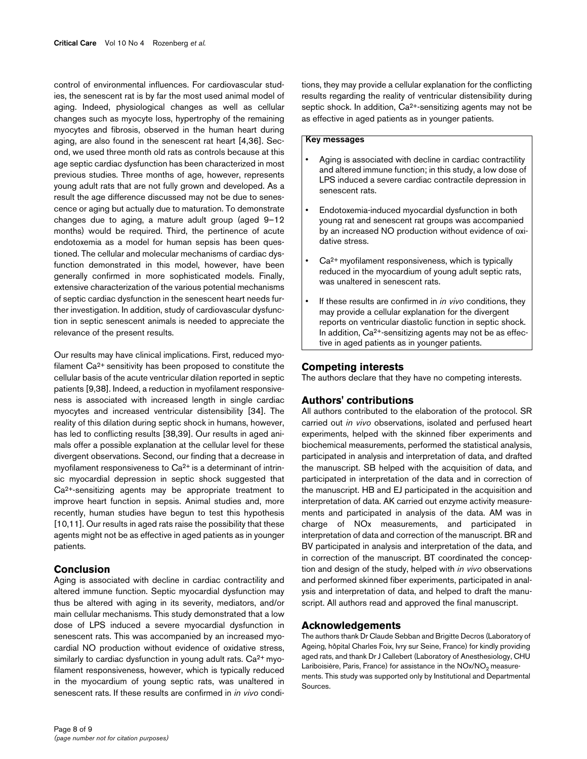control of environmental influences. For cardiovascular studies, the senescent rat is by far the most used animal model of aging. Indeed, physiological changes as well as cellular changes such as myocyte loss, hypertrophy of the remaining myocytes and fibrosis, observed in the human heart during aging, are also found in the senescent rat heart [4,36]. Second, we used three month old rats as controls because at this age septic cardiac dysfunction has been characterized in most previous studies. Three months of age, however, represents young adult rats that are not fully grown and developed. As a result the age difference discussed may not be due to senescence or aging but actually due to maturation. To demonstrate changes due to aging, a mature adult group (aged 9–12 months) would be required. Third, the pertinence of acute endotoxemia as a model for human sepsis has been questioned. The cellular and molecular mechanisms of cardiac dysfunction demonstrated in this model, however, have been generally confirmed in more sophisticated models. Finally, extensive characterization of the various potential mechanisms of septic cardiac dysfunction in the senescent heart needs further investigation. In addition, study of cardiovascular dysfunction in septic senescent animals is needed to appreciate the relevance of the present results.

Our results may have clinical implications. First, reduced myofilament $Ca^{2+}$ sensitivity has been proposed to constitute the cellular basis of the acute ventricular dilation reported in septic patients [9,38]. Indeed, a reduction in myofilament responsiveness is associated with increased length in single cardiac myocytes and increased ventricular distensibility [34]. The reality of this dilation during septic shock in humans, however, has led to conflicting results [38,39]. Our results in aged animals offer a possible explanation at the cellular level for these divergent observations. Second, our finding that a decrease in myofilament responsiveness to $Ca^{2+}$ is a determinant of intrinsic myocardial depression in septic shock suggested that $Ca^{2+}$-sensitizing agents may be appropriate treatment to improve heart function in sepsis. Animal studies and, more recently, human studies have begun to test this hypothesis [10,11]. Our results in aged rats raise the possibility that these agents might not be as effective in aged patients as in younger patients.

## Conclusion

Aging is associated with decline in cardiac contractility and altered immune function. Septic myocardial dysfunction may thus be altered with aging in its severity, mediators, and/or main cellular mechanisms. This study demonstrated that a low dose of LPS induced a severe myocardial dysfunction in senescent rats. This was accompanied by an increased myocardial NO production without evidence of oxidative stress, similarly to cardiac dysfunction in young adult rats. $Ca^{2+}$ myofilament responsiveness, however, which is typically reduced in the myocardium of young septic rats, was unaltered in senescent rats. If these results are confirmed in *in vivo* conditions, they may provide a cellular explanation for the conflicting results regarding the reality of ventricular distensibility during septic shock. In addition, $Ca^{2+}$-sensitizing agents may not be as effective in aged patients as in younger patients.

**Key messages**

- Aging is associated with decline in cardiac contractility and altered immune function; in this study, a low dose of LPS induced a severe cardiac contractile depression in senescent rats.
- Endotoxemia-induced myocardial dysfunction in both young rat and senescent rat groups was accompanied by an increased NO production without evidence of oxidative stress.
- $Ca^{2+}$ myofilament responsiveness, which is typically reduced in the myocardium of young adult septic rats, was unaltered in senescent rats.
- If these results are confirmed in *in vivo* conditions, they may provide a cellular explanation for the divergent reports on ventricular diastolic function in septic shock. In addition, $Ca^{2+}$-sensitizing agents may not be as effective in aged patients as in younger patients.

## Competing interests

The authors declare that they have no competing interests.

## Authors' contributions

All authors contributed to the elaboration of the protocol. SR carried out *in vivo* observations, isolated and perfused heart experiments, helped with the skinned fiber experiments and biochemical measurements, performed the statistical analysis, participated in analysis and interpretation of data, and drafted the manuscript. SB helped with the acquisition of data, and participated in interpretation of the data and in correction of the manuscript. HB and EJ participated in the acquisition and interpretation of data. AK carried out enzyme activity measurements and participated in analysis of the data. AM was in charge of NOx measurements, and participated in interpretation of data and correction of the manuscript. BR and BV participated in analysis and interpretation of the data, and in correction of the manuscript. BT coordinated the conception and design of the study, helped with *in vivo* observations and performed skinned fiber experiments, participated in analysis and interpretation of data, and helped to draft the manuscript. All authors read and approved the final manuscript.

## Acknowledgements

The authors thank Dr Claude Sebban and Brigitte Decros (Laboratory of Ageing, hôpital Charles Foix, Ivry sur Seine, France) for kindly providing aged rats, and thank Dr J Callebert (Laboratory of Anesthesiology, CHU Lariboisière, Paris, France) for assistance in the NOx/$NO_2$ measurements. This study was supported only by Institutional and Departmental Sources.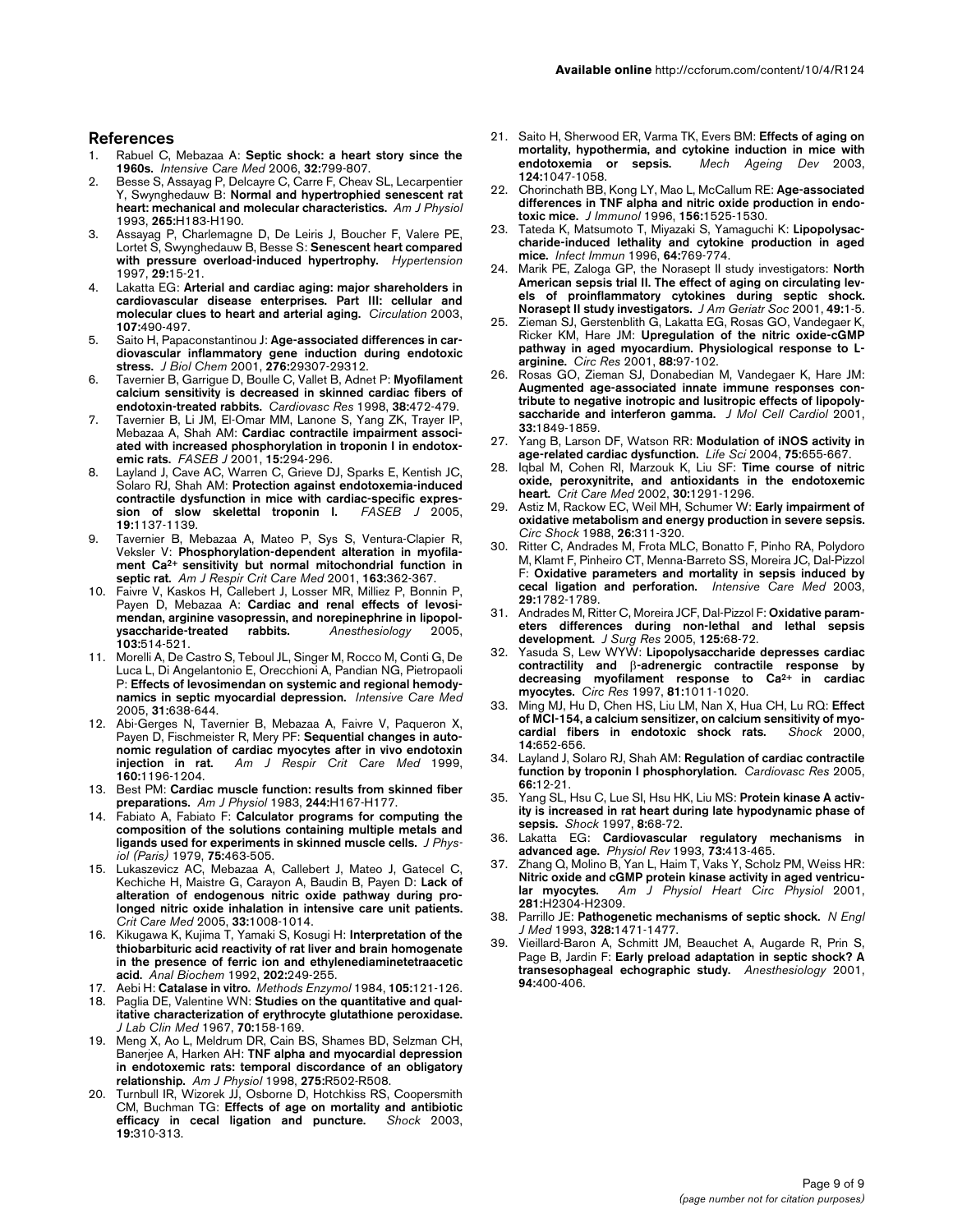## References

1. Rabuel C, Mebazaa A: **Septic shock: a heart story since the 1960s.** *Intensive Care Med* 2006, **32:**799-807.
2. Besse S, Assayag P, Delcayre C, Carre F, Cheav SL, Lecarpentier Y, Swynghedauw B: **Normal and hypertrophied senescent rat heart: mechanical and molecular characteristics.** *Am J Physiol* 1993, **265:**H183-H190.
3. Assayag P, Charlemagne D, De Leiris J, Boucher F, Valere PE, Lortet S, Swynghedauw B, Besse S: **Senescent heart compared with pressure overload-induced hypertrophy.** *Hypertension* 1997, **29:**15-21.
4. Lakatta EG: **Arterial and cardiac aging: major shareholders in cardiovascular disease enterprises. Part III: cellular and molecular clues to heart and arterial aging.** *Circulation* 2003, **107:**490-497.
5. Saito H, Papaconstantinou J: **Age-associated differences in cardiovascular inflammatory gene induction during endotoxic stress.** *J Biol Chem* 2001, **276:**29307-29312.
6. Tavernier B, Garrigue D, Boulle C, Vallet B, Adnet P: **Myofilament calcium sensitivity is decreased in skinned cardiac fibers of endotoxin-treated rabbits.** *Cardiovasc Res* 1998, **38:**472-479.
7. Tavernier B, Li JM, El-Omar MM, Lanone S, Yang ZK, Trayer IP, Mebazaa A, Shah AM: **Cardiac contractile impairment associated with increased phosphorylation in troponin I in endotoxemic rats.** *FASEB J* 2001, **15:**294-296.
8. Layland J, Cave AC, Warren C, Grieve DJ, Sparks E, Kentish JC, Solaro RJ, Shah AM: **Protection against endotoxemia-induced contractile dysfunction in mice with cardiac-specific expression of slow skeletal troponin I.** *FASEB J* 2005, **19:**1137-1139.
9. Tavernier B, Mebazaa A, Mateo P, Sys S, Ventura-Clapier R, Veksler V: **Phosphorylation-dependent alteration in myofilament $Ca^{2+}$ sensitivity but normal mitochondrial function in septic rat.** *Am J Respir Crit Care Med* 2001, **163:**362-367.
10. Faivre V, Kaskos H, Callebert J, Losser MR, Milliez P, Bonnin P, Payen D, Mebazaa A: **Cardiac and renal effects of levosimendan, arginine vasopressin, and norepinephrine in lipopolysaccharide-treated rabbits.** *Anesthesiology* 2005, **103:**514-521.
11. Morelli A, De Castro S, Teboul JL, Singer M, Rocco M, Conti G, De Luca L, Di Angelantonio E, Orecchioni A, Pandian NG, Pietropaoli P: **Effects of levosimendan on systemic and regional hemodynamics in septic myocardial depression.** *Intensive Care Med* 2005, **31:**638-644.
12. Abi-Gerges N, Tavernier B, Mebazaa A, Faivre V, Paqueron X, Payen D, Fischmeister R, Mery PF: **Sequential changes in autonomic regulation of cardiac myocytes after in vivo endotoxin injection in rat.** *Am J Respir Crit Care Med* 1999, **160:**1196-1204.
13. Best PM: **Cardiac muscle function: results from skinned fiber preparations.** *Am J Physiol* 1983, **244:**H167-H177.
14. Fabiato A, Fabiato F: **Calculator programs for computing the composition of the solutions containing multiple metals and ligands used for experiments in skinned muscle cells.** *J Physiol (Paris)* 1979, **75:**463-505.
15. Lukaszevicz AC, Mebazaa A, Callebert J, Mateo J, Gatecel C, Kechiche H, Maistre G, Carayon A, Baudin B, Payen D: **Lack of alteration of endogenous nitric oxide pathway during prolonged nitric oxide inhalation in intensive care unit patients.** *Crit Care Med* 2005, **33:**1008-1014.
16. Kikugawa K, Kujima T, Yamaki S, Kosugi H: **Interpretation of the thiobarbituric acid reactivity of rat liver and brain homogenate in the presence of ferric ion and ethylenediaminetetraacetic acid.** *Anal Biochem* 1992, **202:**249-255.
17. Aebi H: **Catalase in vitro.** *Methods Enzymol* 1984, **105:**121-126.
18. Paglia DE, Valentine WN: **Studies on the quantitative and qualitative characterization of erythrocyte glutathione peroxidase.** *J Lab Clin Med* 1967, **70:**158-169.
19. Meng X, Ao L, Meldrum DR, Cain BS, Shames BD, Selzman CH, Banerjee A, Harken AH: **TNF alpha and myocardial depression in endotoxemic rats: temporal discordance of an obligatory relationship.** *Am J Physiol* 1998, **275:**R502-R508.
20. Turnbull IR, Wizorek JJ, Osborne D, Hotchkiss RS, Coopersmith CM, Buchman TG: **Effects of age on mortality and antibiotic efficacy in cecal ligation and puncture.** *Shock* 2003, **19:**310-313.
21. Saito H, Sherwood ER, Varma TK, Evers BM: **Effects of aging on mortality, hypothermia, and cytokine induction in mice with endotoxemia or sepsis.** *Mech Ageing Dev* 2003, **124:**1047-1058.
22. Chorinchath BB, Kong LY, Mao L, McCallum RE: **Age-associated differences in TNF alpha and nitric oxide production in endotoxic mice.** *J Immunol* 1996, **156:**1525-1530.
23. Tateda K, Matsumoto T, Miyazaki S, Yamaguchi K: **Lipopolysaccharide-induced lethality and cytokine production in aged mice.** *Infect Immun* 1996, **64:**769-774.
24. Marik PE, Zaloga GP, the Norasept II study investigators: **North American sepsis trial II. The effect of aging on circulating levels of proinflammatory cytokines during septic shock. Norasept II study investigators.** *J Am Geriatr Soc* 2001, **49:**1-5.
25. Zieman SJ, Gerstenblith G, Lakatta EG, Rosas GO, Vandegaer K, Ricker KM, Hare JM: **Upregulation of the nitric oxide-cGMP pathway in aged myocardium. Physiological response to L-arginine.** *Circ Res* 2001, **88:**97-102.
26. Rosas GO, Zieman SJ, Donabedian M, Vandegaer K, Hare JM: **Augmented age-associated innate immune responses contribute to negative inotropic and lusitropic effects of lipopolysaccharide and interferon gamma.** *J Mol Cell Cardiol* 2001, **33:**1849-1859.
27. Yang B, Larson DF, Watson RR: **Modulation of iNOS activity in age-related cardiac dysfunction.** *Life Sci* 2004, **75:**655-667.
28. Iqbal M, Cohen RI, Marzouk K, Liu SF: **Time course of nitric oxide, peroxynitrite, and antioxidants in the endotoxemic heart.** *Crit Care Med* 2002, **30:**1291-1296.
29. Astiz M, Rackow EC, Weil MH, Schumer W: **Early impairment of oxidative metabolism and energy production in severe sepsis.** *Circ Shock* 1988, **26:**311-320.
30. Ritter C, Andrades M, Frota MLC, Bonatto F, Pinho RA, Polydoro M, Klamt F, Pinheiro CT, Menna-Barreto SS, Moreira JC, Dal-Pizzol F: **Oxidative parameters and mortality in sepsis induced by cecal ligation and perforation.** *Intensive Care Med* 2003, **29:**1782-1789.
31. Andrades M, Ritter C, Moreira JCF, Dal-Pizzol F: **Oxidative parameters differences during non-lethal and lethal sepsis development.** *J Surg Res* 2005, **125:**68-72.
32. Yasuda S, Lew WYW: **Lipopolysaccharide depresses cardiac contractility and β-adrenergic contractile response by decreasing myofilament response to $Ca^{2+}$ in cardiac myocytes.** *Circ Res* 1997, **81:**1011-1020.
33. Ming MJ, Hu D, Chen HS, Liu LM, Nan X, Hua CH, Lu RQ: **Effect of MCI-154, a calcium sensitizer, on calcium sensitivity of myocardial fibers in endotoxic shock rats.** *Shock* 2000, **14:**652-656.
34. Layland J, Solaro RJ, Shah AM: **Regulation of cardiac contractile function by troponin I phosphorylation.** *Cardiovasc Res* 2005, **66:**12-21.
35. Yang SL, Hsu C, Lue SI, Hsu HK, Liu MS: **Protein kinase A activity is increased in rat heart during late hypodynamic phase of sepsis.** *Shock* 1997, **8:**68-72.
36. Lakatta EG: **Cardiovascular regulatory mechanisms in advanced age.** *Physiol Rev* 1993, **73:**413-465.
37. Zhang Q, Molino B, Yan L, Haim T, Vaks Y, Scholz PM, Weiss HR: **Nitric oxide and cGMP protein kinase activity in aged ventricular myocytes.** *Am J Physiol Heart Circ Physiol* 2001, **281:**H2304-H2309.
38. Parrillo JE: **Pathogenetic mechanisms of septic shock.** *N Engl J Med* 1993, **328:**1471-1477.
39. Vieillard-Baron A, Schmitt JM, Beauchet A, Augarde R, Prin S, Page B, Jardin F: **Early preload adaptation in septic shock? A transesophageal echographic study.** *Anesthesiology* 2001, **94:**400-406.